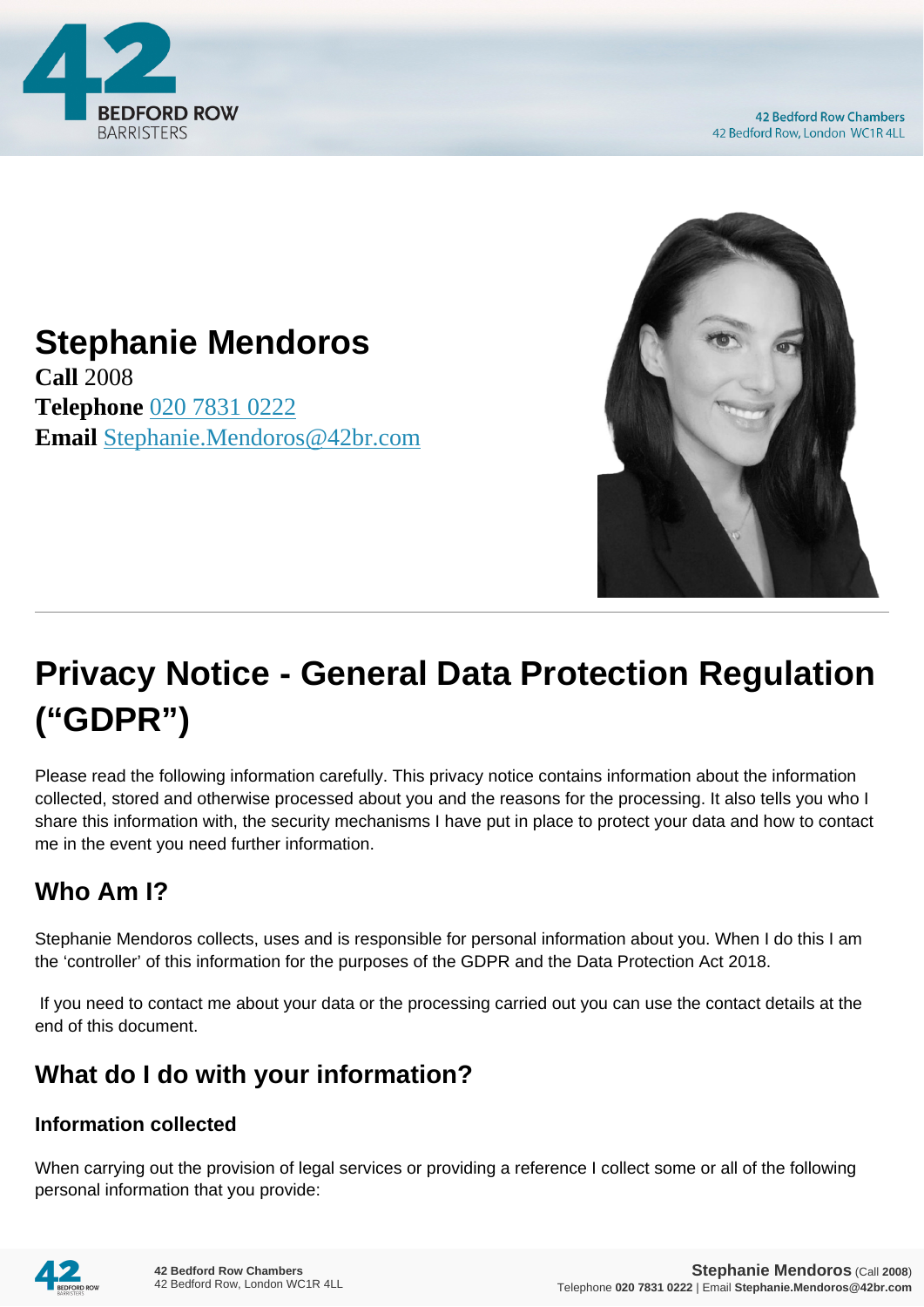# Stephanie Mendoros

**Call** 2008
**Telephone** 020 7831 0222
**Email** Stephanie.Mendoros@42br.com

---

# Privacy Notice - General Data Protection Regulation ("GDPR")

Please read the following information carefully. This privacy notice contains information about the information collected, stored and otherwise processed about you and the reasons for the processing. It also tells you who I share this information with, the security mechanisms I have put in place to protect your data and how to contact me in the event you need further information.

## Who Am I?

Stephanie Mendoros collects, uses and is responsible for personal information about you. When I do this I am the 'controller' of this information for the purposes of the GDPR and the Data Protection Act 2018.

If you need to contact me about your data or the processing carried out you can use the contact details at the end of this document.

## What do I do with your information?

### Information collected

When carrying out the provision of legal services or providing a reference I collect some or all of the following personal information that you provide: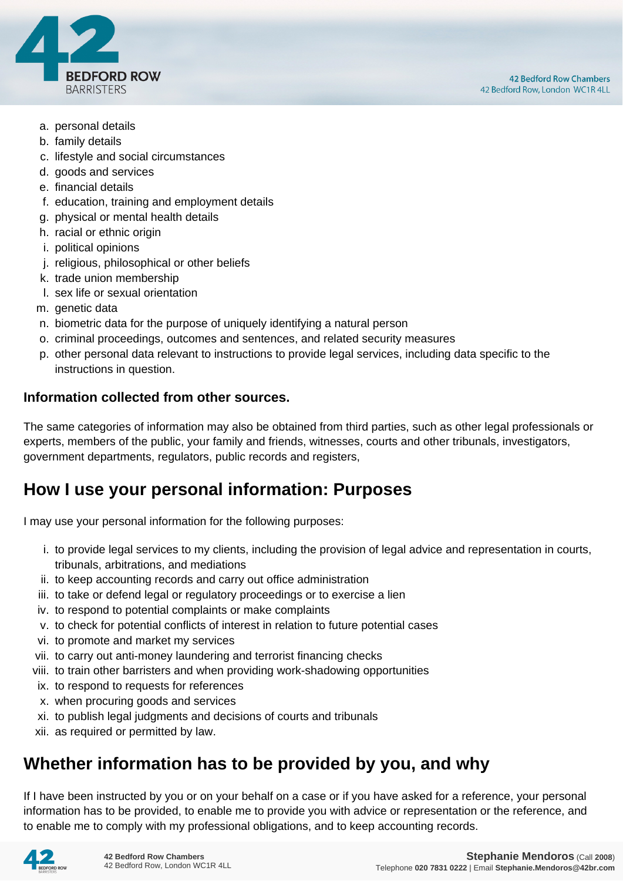a. personal details
b. family details
c. lifestyle and social circumstances
d. goods and services
e. financial details
f. education, training and employment details
g. physical or mental health details
h. racial or ethnic origin
i. political opinions
j. religious, philosophical or other beliefs
k. trade union membership
l. sex life or sexual orientation
m. genetic data
n. biometric data for the purpose of uniquely identifying a natural person
o. criminal proceedings, outcomes and sentences, and related security measures
p. other personal data relevant to instructions to provide legal services, including data specific to the instructions in question.

**Information collected from other sources.**

The same categories of information may also be obtained from third parties, such as other legal professionals or experts, members of the public, your family and friends, witnesses, courts and other tribunals, investigators, government departments, regulators, public records and registers,

## How I use your personal information: Purposes

I may use your personal information for the following purposes:

i. to provide legal services to my clients, including the provision of legal advice and representation in courts, tribunals, arbitrations, and mediations
ii. to keep accounting records and carry out office administration
iii. to take or defend legal or regulatory proceedings or to exercise a lien
iv. to respond to potential complaints or make complaints
v. to check for potential conflicts of interest in relation to future potential cases
vi. to promote and market my services
vii. to carry out anti-money laundering and terrorist financing checks
viii. to train other barristers and when providing work-shadowing opportunities
ix. to respond to requests for references
x. when procuring goods and services
xi. to publish legal judgments and decisions of courts and tribunals
xii. as required or permitted by law.

## Whether information has to be provided by you, and why

If I have been instructed by you or on your behalf on a case or if you have asked for a reference, your personal information has to be provided, to enable me to provide you with advice or representation or the reference, and to enable me to comply with my professional obligations, and to keep accounting records.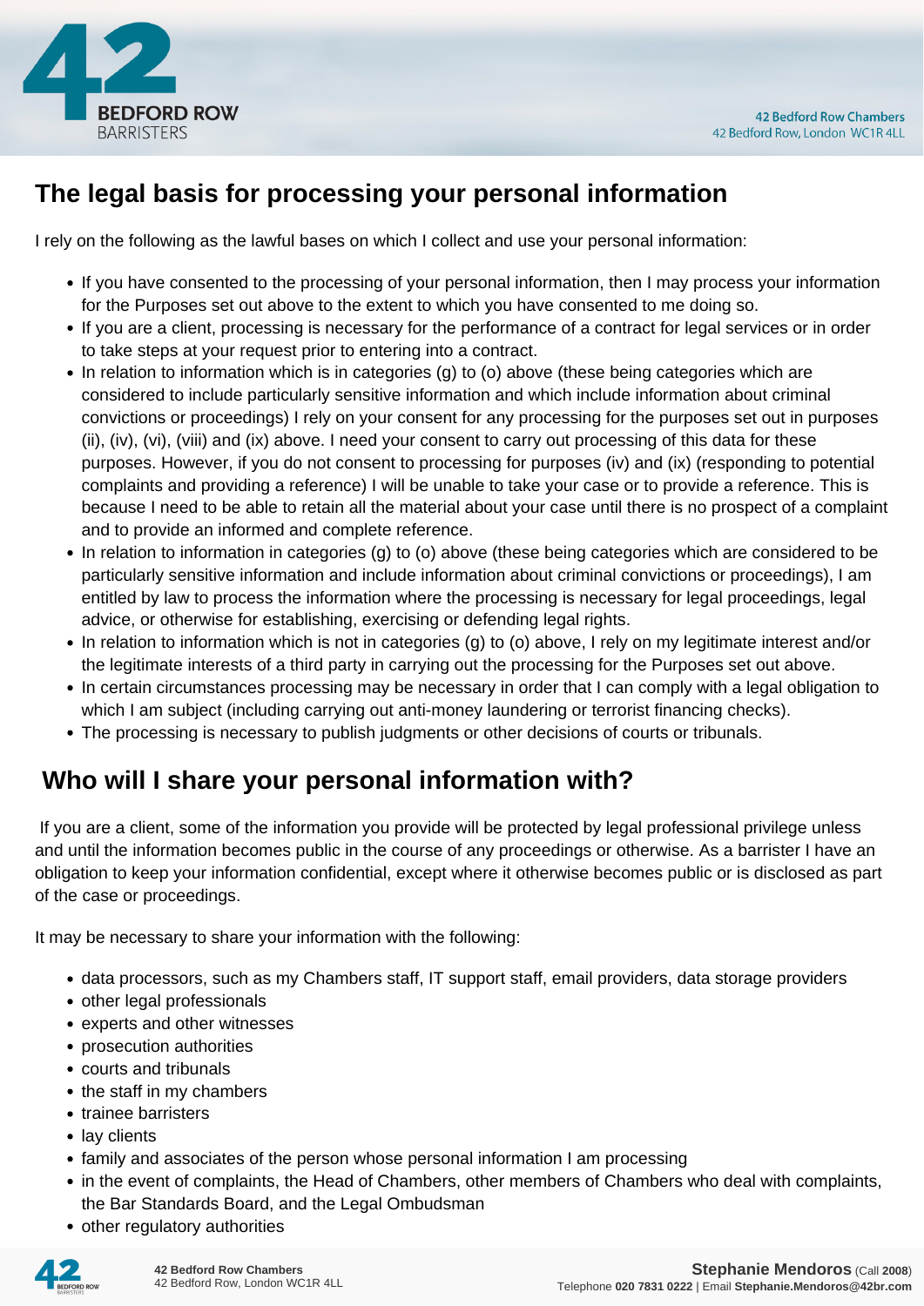## The legal basis for processing your personal information

I rely on the following as the lawful bases on which I collect and use your personal information:

- If you have consented to the processing of your personal information, then I may process your information for the Purposes set out above to the extent to which you have consented to me doing so.
- If you are a client, processing is necessary for the performance of a contract for legal services or in order to take steps at your request prior to entering into a contract.
- In relation to information which is in categories (g) to (o) above (these being categories which are considered to include particularly sensitive information and which include information about criminal convictions or proceedings) I rely on your consent for any processing for the purposes set out in purposes (ii), (iv), (vi), (viii) and (ix) above. I need your consent to carry out processing of this data for these purposes. However, if you do not consent to processing for purposes (iv) and (ix) (responding to potential complaints and providing a reference) I will be unable to take your case or to provide a reference. This is because I need to be able to retain all the material about your case until there is no prospect of a complaint and to provide an informed and complete reference.
- In relation to information in categories (g) to (o) above (these being categories which are considered to be particularly sensitive information and include information about criminal convictions or proceedings), I am entitled by law to process the information where the processing is necessary for legal proceedings, legal advice, or otherwise for establishing, exercising or defending legal rights.
- In relation to information which is not in categories (g) to (o) above, I rely on my legitimate interest and/or the legitimate interests of a third party in carrying out the processing for the Purposes set out above.
- In certain circumstances processing may be necessary in order that I can comply with a legal obligation to which I am subject (including carrying out anti-money laundering or terrorist financing checks).
- The processing is necessary to publish judgments or other decisions of courts or tribunals.

## Who will I share your personal information with?

If you are a client, some of the information you provide will be protected by legal professional privilege unless and until the information becomes public in the course of any proceedings or otherwise. As a barrister I have an obligation to keep your information confidential, except where it otherwise becomes public or is disclosed as part of the case or proceedings.

It may be necessary to share your information with the following:

- data processors, such as my Chambers staff, IT support staff, email providers, data storage providers
- other legal professionals
- experts and other witnesses
- prosecution authorities
- courts and tribunals
- the staff in my chambers
- trainee barristers
- lay clients
- family and associates of the person whose personal information I am processing
- in the event of complaints, the Head of Chambers, other members of Chambers who deal with complaints, the Bar Standards Board, and the Legal Ombudsman
- other regulatory authorities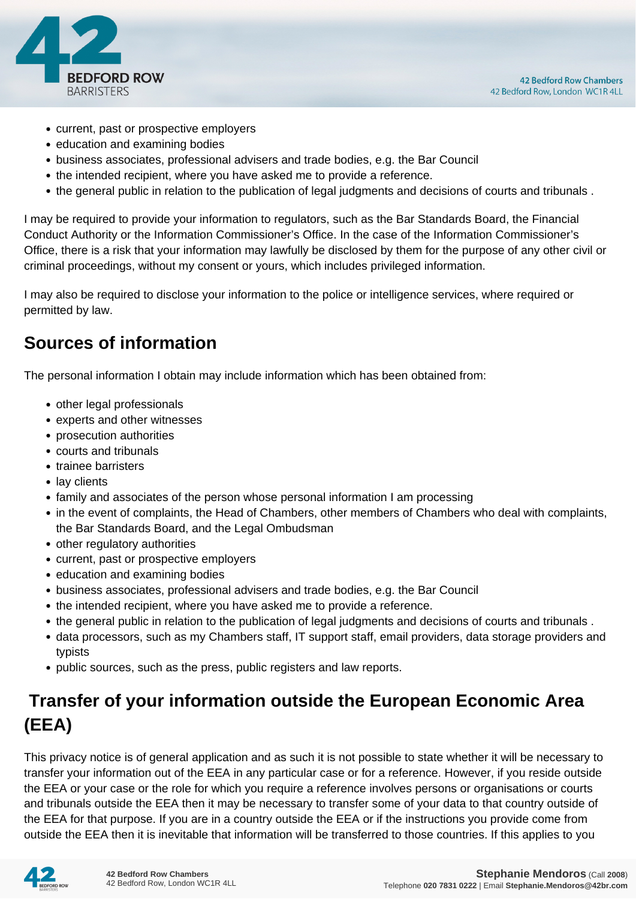- current, past or prospective employers
- education and examining bodies
- business associates, professional advisers and trade bodies, e.g. the Bar Council
- the intended recipient, where you have asked me to provide a reference.
- the general public in relation to the publication of legal judgments and decisions of courts and tribunals .

I may be required to provide your information to regulators, such as the Bar Standards Board, the Financial Conduct Authority or the Information Commissioner's Office. In the case of the Information Commissioner's Office, there is a risk that your information may lawfully be disclosed by them for the purpose of any other civil or criminal proceedings, without my consent or yours, which includes privileged information.

I may also be required to disclose your information to the police or intelligence services, where required or permitted by law.

## Sources of information

The personal information I obtain may include information which has been obtained from:

- other legal professionals
- experts and other witnesses
- prosecution authorities
- courts and tribunals
- trainee barristers
- lay clients
- family and associates of the person whose personal information I am processing
- in the event of complaints, the Head of Chambers, other members of Chambers who deal with complaints, the Bar Standards Board, and the Legal Ombudsman
- other regulatory authorities
- current, past or prospective employers
- education and examining bodies
- business associates, professional advisers and trade bodies, e.g. the Bar Council
- the intended recipient, where you have asked me to provide a reference.
- the general public in relation to the publication of legal judgments and decisions of courts and tribunals .
- data processors, such as my Chambers staff, IT support staff, email providers, data storage providers and typists
- public sources, such as the press, public registers and law reports.

## Transfer of your information outside the European Economic Area (EEA)

This privacy notice is of general application and as such it is not possible to state whether it will be necessary to transfer your information out of the EEA in any particular case or for a reference. However, if you reside outside the EEA or your case or the role for which you require a reference involves persons or organisations or courts and tribunals outside the EEA then it may be necessary to transfer some of your data to that country outside of the EEA for that purpose. If you are in a country outside the EEA or if the instructions you provide come from outside the EEA then it is inevitable that information will be transferred to those countries. If this applies to you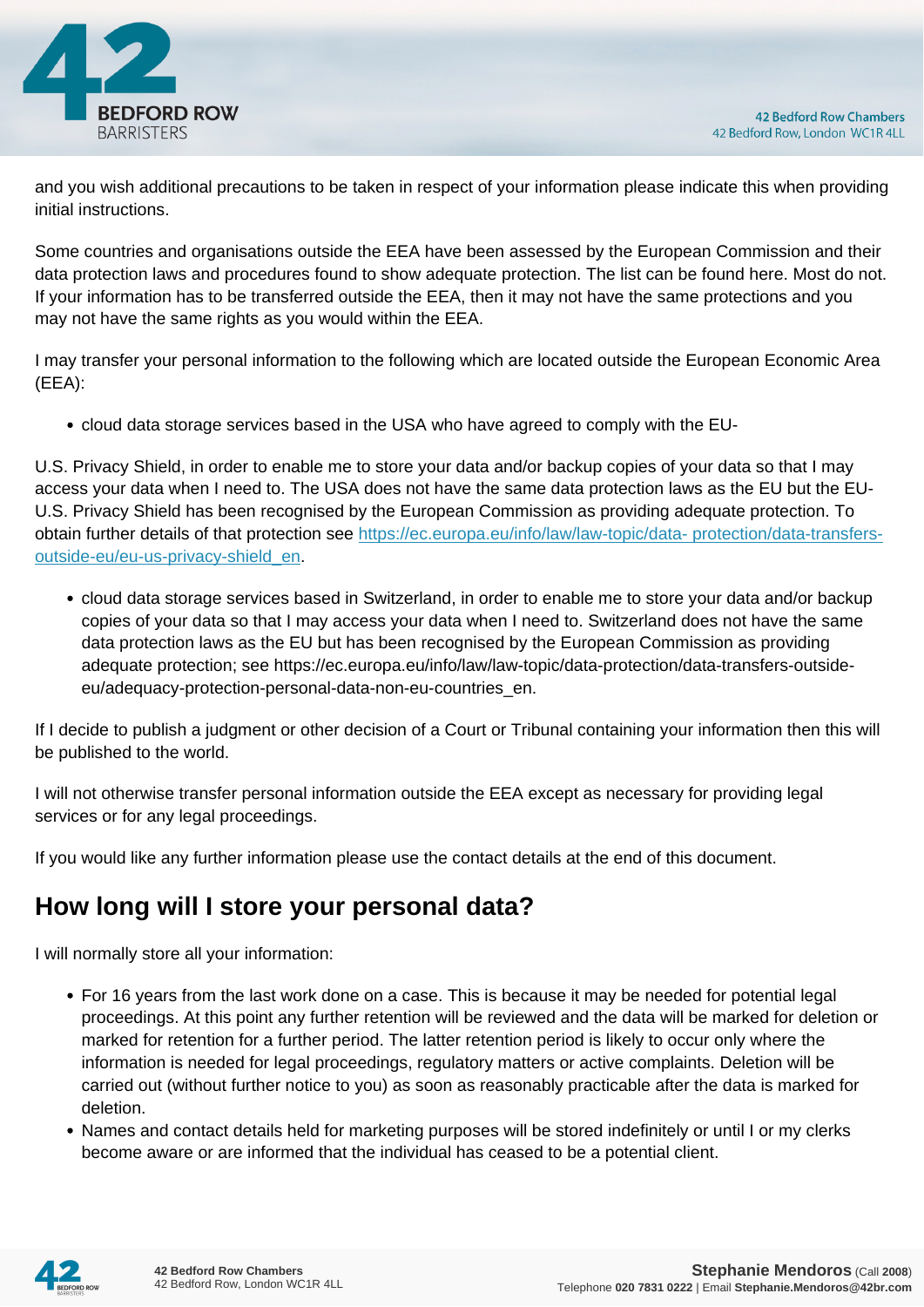and you wish additional precautions to be taken in respect of your information please indicate this when providing initial instructions.

Some countries and organisations outside the EEA have been assessed by the European Commission and their data protection laws and procedures found to show adequate protection. The list can be found here. Most do not. If your information has to be transferred outside the EEA, then it may not have the same protections and you may not have the same rights as you would within the EEA.

I may transfer your personal information to the following which are located outside the European Economic Area (EEA):

- cloud data storage services based in the USA who have agreed to comply with the EU-

U.S. Privacy Shield, in order to enable me to store your data and/or backup copies of your data so that I may access your data when I need to. The USA does not have the same data protection laws as the EU but the EU-U.S. Privacy Shield has been recognised by the European Commission as providing adequate protection. To obtain further details of that protection see [https://ec.europa.eu/info/law/law-topic/data- protection/data-transfers-outside-eu/eu-us-privacy-shield_en](https://ec.europa.eu/info/law/law-topic/data-protection/data-transfers-outside-eu/eu-us-privacy-shield_en).

- cloud data storage services based in Switzerland, in order to enable me to store your data and/or backup copies of your data so that I may access your data when I need to. Switzerland does not have the same data protection laws as the EU but has been recognised by the European Commission as providing adequate protection; see https://ec.europa.eu/info/law/law-topic/data-protection/data-transfers-outside-eu/adequacy-protection-personal-data-non-eu-countries_en.

If I decide to publish a judgment or other decision of a Court or Tribunal containing your information then this will be published to the world.

I will not otherwise transfer personal information outside the EEA except as necessary for providing legal services or for any legal proceedings.

If you would like any further information please use the contact details at the end of this document.

## How long will I store your personal data?

I will normally store all your information:

- For 16 years from the last work done on a case. This is because it may be needed for potential legal proceedings. At this point any further retention will be reviewed and the data will be marked for deletion or marked for retention for a further period. The latter retention period is likely to occur only where the information is needed for legal proceedings, regulatory matters or active complaints. Deletion will be carried out (without further notice to you) as soon as reasonably practicable after the data is marked for deletion.
- Names and contact details held for marketing purposes will be stored indefinitely or until I or my clerks become aware or are informed that the individual has ceased to be a potential client.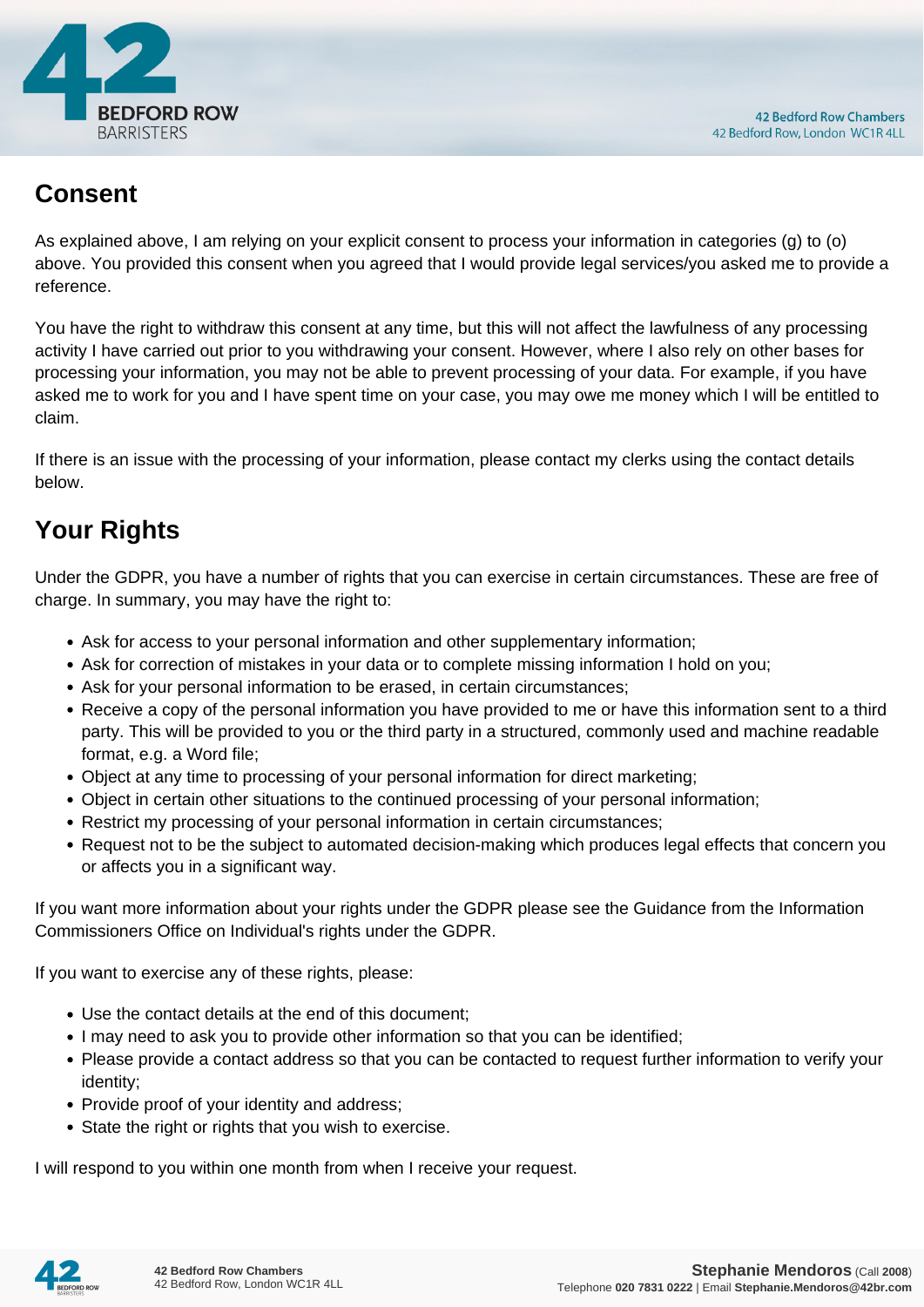## Consent

As explained above, I am relying on your explicit consent to process your information in categories (g) to (o) above. You provided this consent when you agreed that I would provide legal services/you asked me to provide a reference.

You have the right to withdraw this consent at any time, but this will not affect the lawfulness of any processing activity I have carried out prior to you withdrawing your consent. However, where I also rely on other bases for processing your information, you may not be able to prevent processing of your data. For example, if you have asked me to work for you and I have spent time on your case, you may owe me money which I will be entitled to claim.

If there is an issue with the processing of your information, please contact my clerks using the contact details below.

## Your Rights

Under the GDPR, you have a number of rights that you can exercise in certain circumstances. These are free of charge. In summary, you may have the right to:

- Ask for access to your personal information and other supplementary information;
- Ask for correction of mistakes in your data or to complete missing information I hold on you;
- Ask for your personal information to be erased, in certain circumstances;
- Receive a copy of the personal information you have provided to me or have this information sent to a third party. This will be provided to you or the third party in a structured, commonly used and machine readable format, e.g. a Word file;
- Object at any time to processing of your personal information for direct marketing;
- Object in certain other situations to the continued processing of your personal information;
- Restrict my processing of your personal information in certain circumstances;
- Request not to be the subject to automated decision-making which produces legal effects that concern you or affects you in a significant way.

If you want more information about your rights under the GDPR please see the Guidance from the Information Commissioners Office on Individual's rights under the GDPR.

If you want to exercise any of these rights, please:

- Use the contact details at the end of this document;
- I may need to ask you to provide other information so that you can be identified;
- Please provide a contact address so that you can be contacted to request further information to verify your identity;
- Provide proof of your identity and address;
- State the right or rights that you wish to exercise.

I will respond to you within one month from when I receive your request.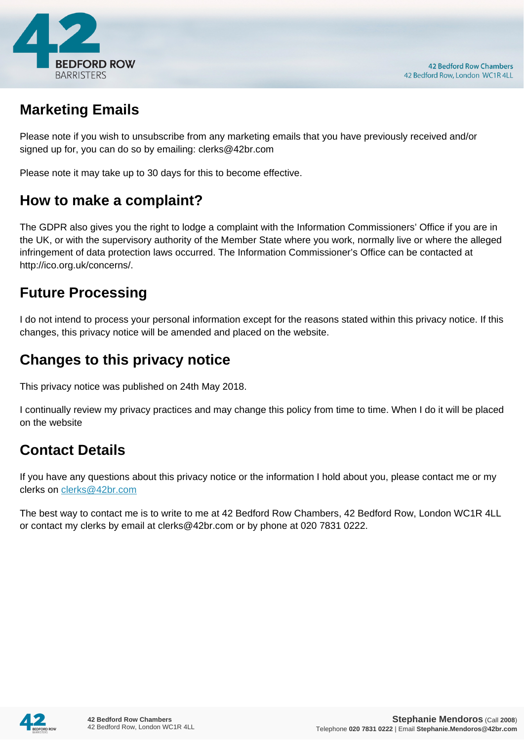## Marketing Emails

Please note if you wish to unsubscribe from any marketing emails that you have previously received and/or signed up for, you can do so by emailing: clerks@42br.com

Please note it may take up to 30 days for this to become effective.

## How to make a complaint?

The GDPR also gives you the right to lodge a complaint with the Information Commissioners' Office if you are in the UK, or with the supervisory authority of the Member State where you work, normally live or where the alleged infringement of data protection laws occurred. The Information Commissioner's Office can be contacted at http://ico.org.uk/concerns/.

## Future Processing

I do not intend to process your personal information except for the reasons stated within this privacy notice. If this changes, this privacy notice will be amended and placed on the website.

## Changes to this privacy notice

This privacy notice was published on 24th May 2018.

I continually review my privacy practices and may change this policy from time to time. When I do it will be placed on the website

## Contact Details

If you have any questions about this privacy notice or the information I hold about you, please contact me or my clerks on clerks@42br.com

The best way to contact me is to write to me at 42 Bedford Row Chambers, 42 Bedford Row, London WC1R 4LL or contact my clerks by email at clerks@42br.com or by phone at 020 7831 0222.